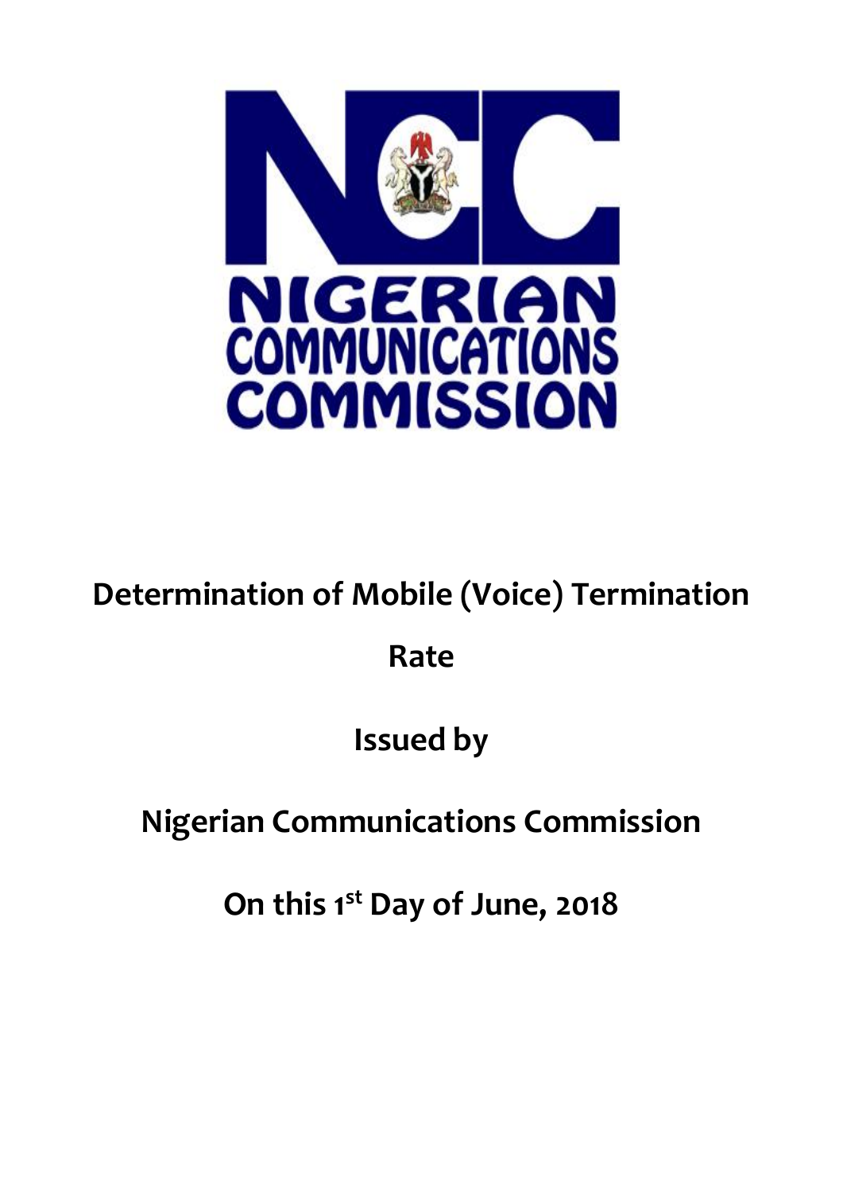# Determination of Mobile (Voice) Termination Rate

## Issued by

## Nigerian Communications Commission

## On this 1st Day of June, 2018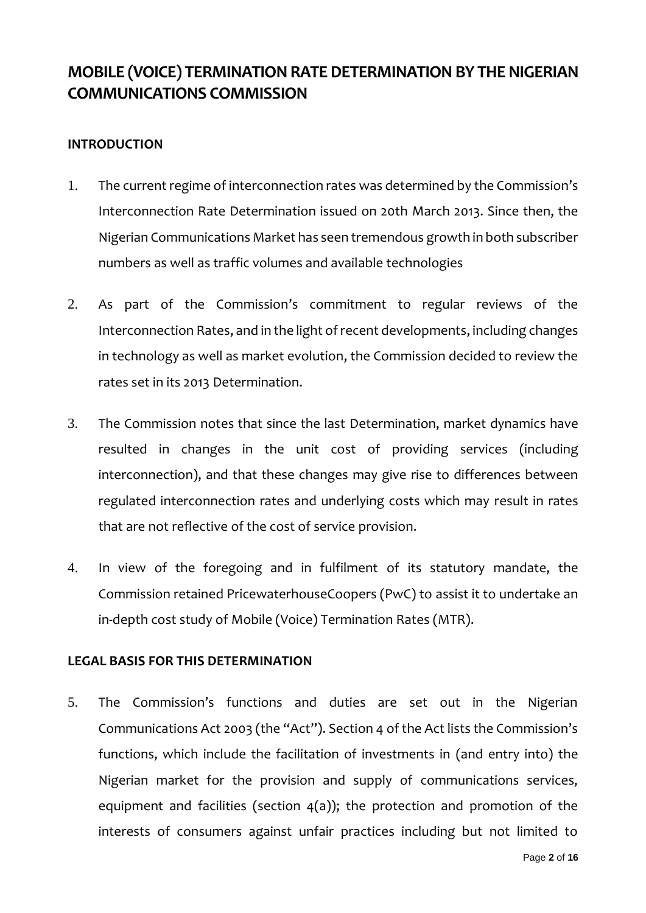# MOBILE (VOICE) TERMINATION RATE DETERMINATION BY THE NIGERIAN COMMUNICATIONS COMMISSION

## INTRODUCTION

1. The current regime of interconnection rates was determined by the Commission's Interconnection Rate Determination issued on 20th March 2013. Since then, the Nigerian Communications Market has seen tremendous growth in both subscriber numbers as well as traffic volumes and available technologies

2. As part of the Commission's commitment to regular reviews of the Interconnection Rates, and in the light of recent developments, including changes in technology as well as market evolution, the Commission decided to review the rates set in its 2013 Determination.

3. The Commission notes that since the last Determination, market dynamics have resulted in changes in the unit cost of providing services (including interconnection), and that these changes may give rise to differences between regulated interconnection rates and underlying costs which may result in rates that are not reflective of the cost of service provision.

4. In view of the foregoing and in fulfilment of its statutory mandate, the Commission retained PricewaterhouseCoopers (PwC) to assist it to undertake an in-depth cost study of Mobile (Voice) Termination Rates (MTR).

## LEGAL BASIS FOR THIS DETERMINATION

5. The Commission's functions and duties are set out in the Nigerian Communications Act 2003 (the "Act"). Section 4 of the Act lists the Commission's functions, which include the facilitation of investments in (and entry into) the Nigerian market for the provision and supply of communications services, equipment and facilities (section 4(a)); the protection and promotion of the interests of consumers against unfair practices including but not limited to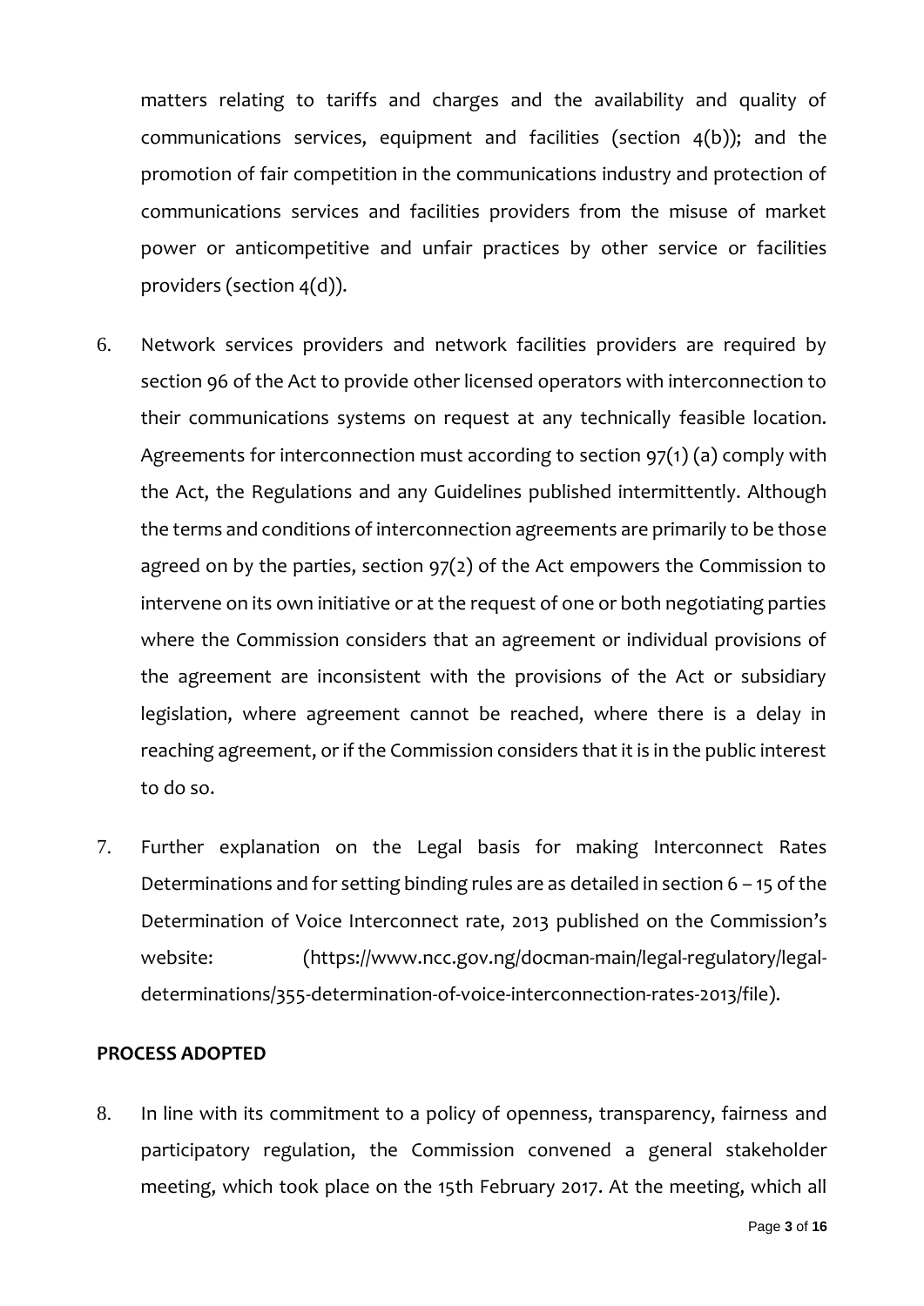matters relating to tariffs and charges and the availability and quality of communications services, equipment and facilities (section 4(b)); and the promotion of fair competition in the communications industry and protection of communications services and facilities providers from the misuse of market power or anticompetitive and unfair practices by other service or facilities providers (section 4(d)).

6. Network services providers and network facilities providers are required by section 96 of the Act to provide other licensed operators with interconnection to their communications systems on request at any technically feasible location. Agreements for interconnection must according to section 97(1) (a) comply with the Act, the Regulations and any Guidelines published intermittently. Although the terms and conditions of interconnection agreements are primarily to be those agreed on by the parties, section 97(2) of the Act empowers the Commission to intervene on its own initiative or at the request of one or both negotiating parties where the Commission considers that an agreement or individual provisions of the agreement are inconsistent with the provisions of the Act or subsidiary legislation, where agreement cannot be reached, where there is a delay in reaching agreement, or if the Commission considers that it is in the public interest to do so.

7. Further explanation on the Legal basis for making Interconnect Rates Determinations and for setting binding rules are as detailed in section 6 – 15 of the Determination of Voice Interconnect rate, 2013 published on the Commission's website: (https://www.ncc.gov.ng/docman-main/legal-regulatory/legal-determinations/355-determination-of-voice-interconnection-rates-2013/file).

**PROCESS ADOPTED**

8. In line with its commitment to a policy of openness, transparency, fairness and participatory regulation, the Commission convened a general stakeholder meeting, which took place on the 15th February 2017. At the meeting, which all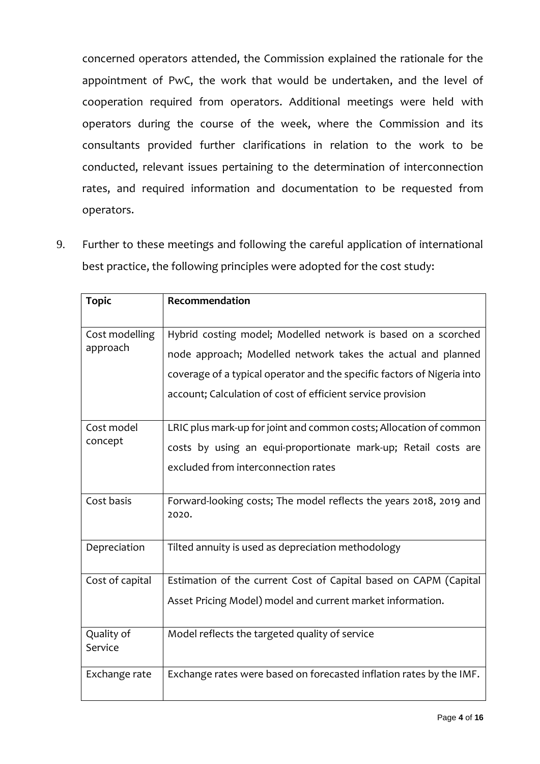concerned operators attended, the Commission explained the rationale for the appointment of PwC, the work that would be undertaken, and the level of cooperation required from operators. Additional meetings were held with operators during the course of the week, where the Commission and its consultants provided further clarifications in relation to the work to be conducted, relevant issues pertaining to the determination of interconnection rates, and required information and documentation to be requested from operators.

9. Further to these meetings and following the careful application of international best practice, the following principles were adopted for the cost study:

| Topic | Recommendation |
|---|---|
| Cost modelling approach | Hybrid costing model; Modelled network is based on a scorched node approach; Modelled network takes the actual and planned coverage of a typical operator and the specific factors of Nigeria into account; Calculation of cost of efficient service provision |
| Cost model concept | LRIC plus mark-up for joint and common costs; Allocation of common costs by using an equi-proportionate mark-up; Retail costs are excluded from interconnection rates |
| Cost basis | Forward-looking costs; The model reflects the years 2018, 2019 and 2020. |
| Depreciation | Tilted annuity is used as depreciation methodology |
| Cost of capital | Estimation of the current Cost of Capital based on CAPM (Capital Asset Pricing Model) model and current market information. |
| Quality of Service | Model reflects the targeted quality of service |
| Exchange rate | Exchange rates were based on forecasted inflation rates by the IMF. |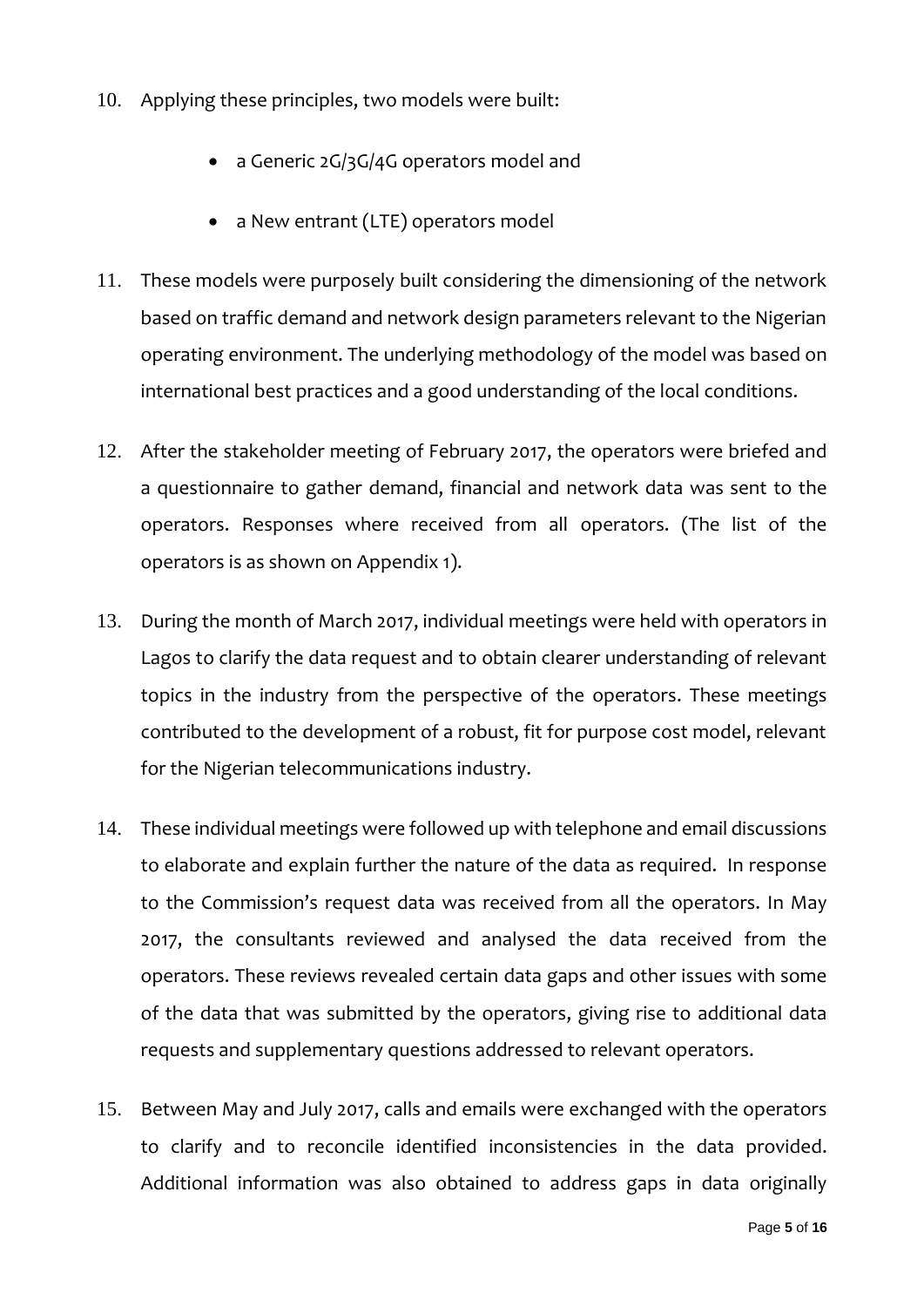10. Applying these principles, two models were built:

    - a Generic 2G/3G/4G operators model and
    - a New entrant (LTE) operators model

11. These models were purposely built considering the dimensioning of the network based on traffic demand and network design parameters relevant to the Nigerian operating environment. The underlying methodology of the model was based on international best practices and a good understanding of the local conditions.

12. After the stakeholder meeting of February 2017, the operators were briefed and a questionnaire to gather demand, financial and network data was sent to the operators. Responses where received from all operators. (The list of the operators is as shown on Appendix 1).

13. During the month of March 2017, individual meetings were held with operators in Lagos to clarify the data request and to obtain clearer understanding of relevant topics in the industry from the perspective of the operators. These meetings contributed to the development of a robust, fit for purpose cost model, relevant for the Nigerian telecommunications industry.

14. These individual meetings were followed up with telephone and email discussions to elaborate and explain further the nature of the data as required. In response to the Commission's request data was received from all the operators. In May 2017, the consultants reviewed and analysed the data received from the operators. These reviews revealed certain data gaps and other issues with some of the data that was submitted by the operators, giving rise to additional data requests and supplementary questions addressed to relevant operators.

15. Between May and July 2017, calls and emails were exchanged with the operators to clarify and to reconcile identified inconsistencies in the data provided. Additional information was also obtained to address gaps in data originally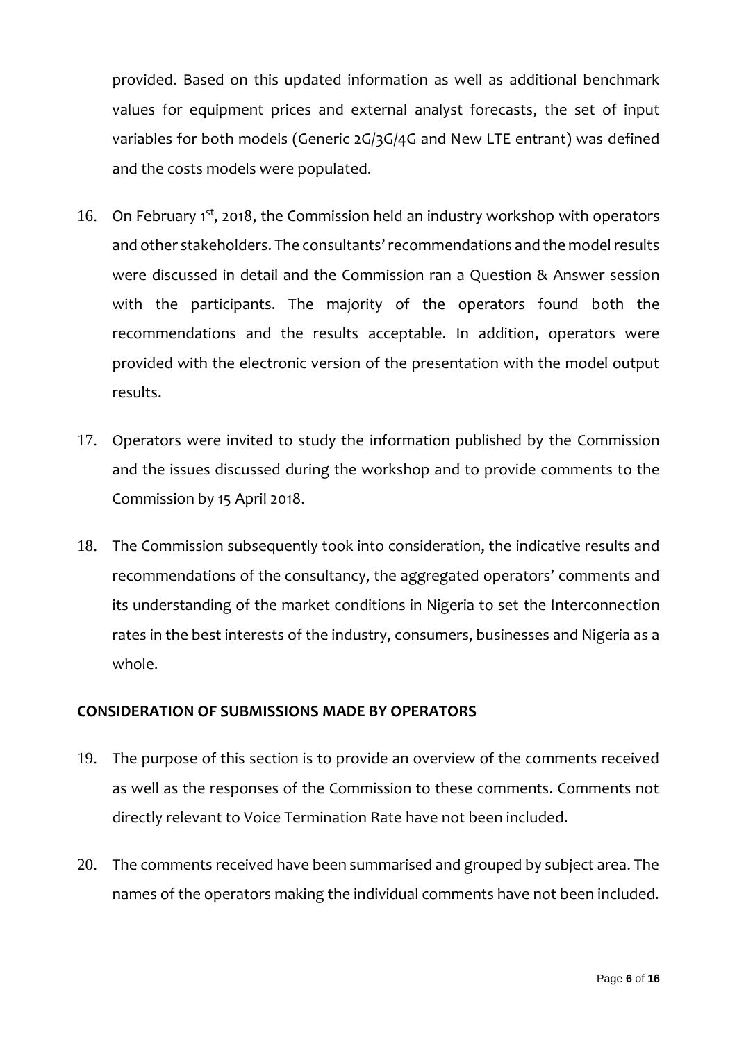provided. Based on this updated information as well as additional benchmark values for equipment prices and external analyst forecasts, the set of input variables for both models (Generic 2G/3G/4G and New LTE entrant) was defined and the costs models were populated.

16. On February 1st, 2018, the Commission held an industry workshop with operators and other stakeholders. The consultants' recommendations and the model results were discussed in detail and the Commission ran a Question & Answer session with the participants. The majority of the operators found both the recommendations and the results acceptable. In addition, operators were provided with the electronic version of the presentation with the model output results.

17. Operators were invited to study the information published by the Commission and the issues discussed during the workshop and to provide comments to the Commission by 15 April 2018.

18. The Commission subsequently took into consideration, the indicative results and recommendations of the consultancy, the aggregated operators' comments and its understanding of the market conditions in Nigeria to set the Interconnection rates in the best interests of the industry, consumers, businesses and Nigeria as a whole.

## CONSIDERATION OF SUBMISSIONS MADE BY OPERATORS

19. The purpose of this section is to provide an overview of the comments received as well as the responses of the Commission to these comments. Comments not directly relevant to Voice Termination Rate have not been included.

20. The comments received have been summarised and grouped by subject area. The names of the operators making the individual comments have not been included.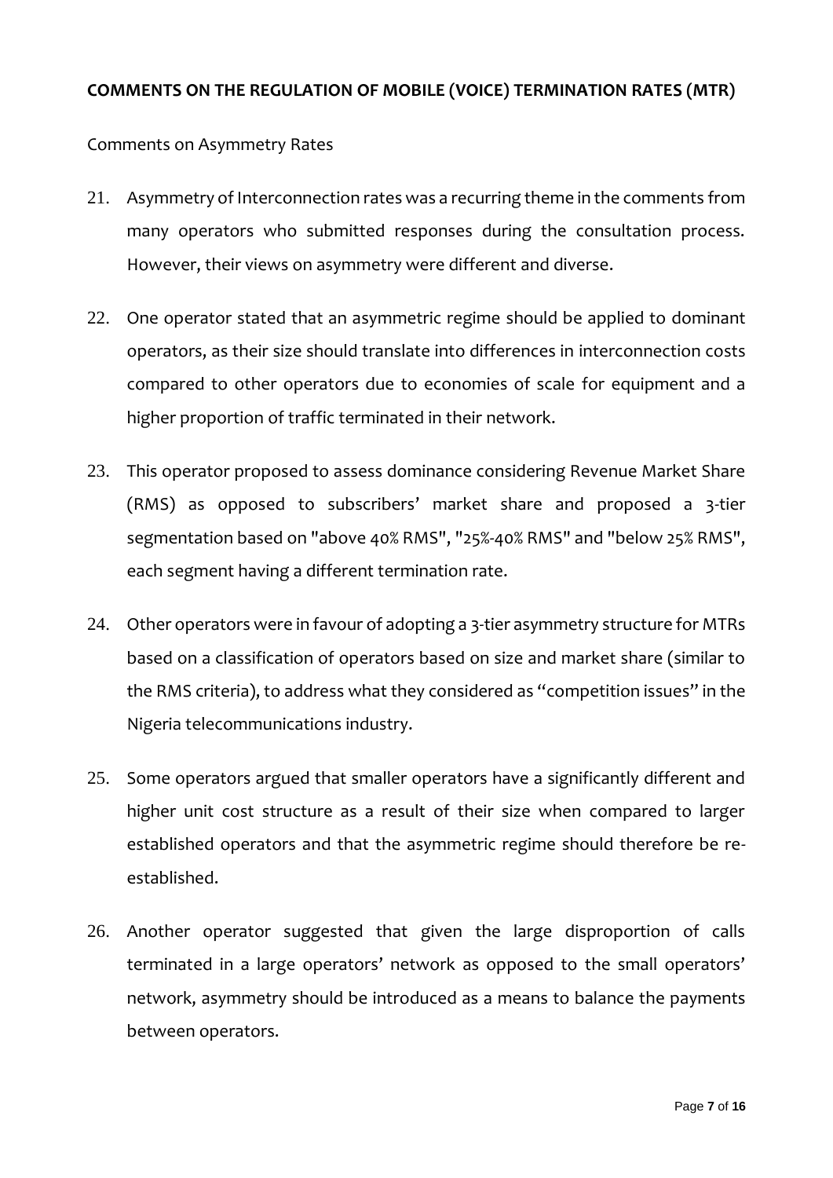## COMMENTS ON THE REGULATION OF MOBILE (VOICE) TERMINATION RATES (MTR)

Comments on Asymmetry Rates

21. Asymmetry of Interconnection rates was a recurring theme in the comments from many operators who submitted responses during the consultation process. However, their views on asymmetry were different and diverse.

22. One operator stated that an asymmetric regime should be applied to dominant operators, as their size should translate into differences in interconnection costs compared to other operators due to economies of scale for equipment and a higher proportion of traffic terminated in their network.

23. This operator proposed to assess dominance considering Revenue Market Share (RMS) as opposed to subscribers' market share and proposed a 3-tier segmentation based on "above 40% RMS", "25%-40% RMS" and "below 25% RMS", each segment having a different termination rate.

24. Other operators were in favour of adopting a 3-tier asymmetry structure for MTRs based on a classification of operators based on size and market share (similar to the RMS criteria), to address what they considered as "competition issues" in the Nigeria telecommunications industry.

25. Some operators argued that smaller operators have a significantly different and higher unit cost structure as a result of their size when compared to larger established operators and that the asymmetric regime should therefore be re-established.

26. Another operator suggested that given the large disproportion of calls terminated in a large operators' network as opposed to the small operators' network, asymmetry should be introduced as a means to balance the payments between operators.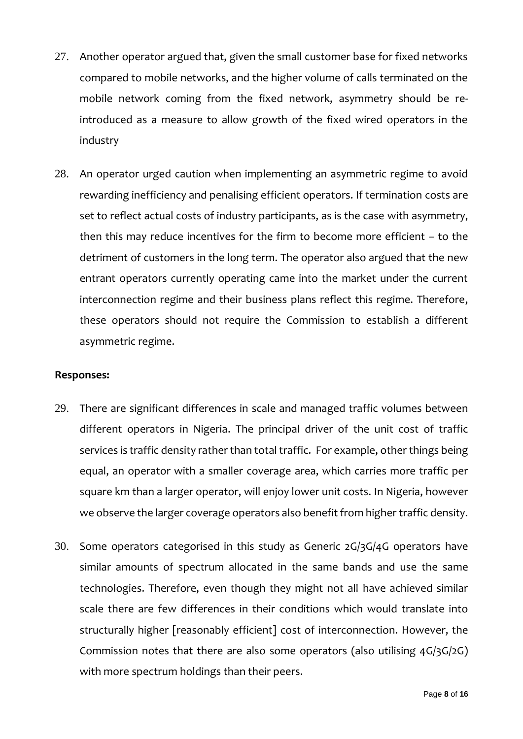27. Another operator argued that, given the small customer base for fixed networks compared to mobile networks, and the higher volume of calls terminated on the mobile network coming from the fixed network, asymmetry should be re-introduced as a measure to allow growth of the fixed wired operators in the industry

28. An operator urged caution when implementing an asymmetric regime to avoid rewarding inefficiency and penalising efficient operators. If termination costs are set to reflect actual costs of industry participants, as is the case with asymmetry, then this may reduce incentives for the firm to become more efficient – to the detriment of customers in the long term. The operator also argued that the new entrant operators currently operating came into the market under the current interconnection regime and their business plans reflect this regime. Therefore, these operators should not require the Commission to establish a different asymmetric regime.

**Responses:**

29. There are significant differences in scale and managed traffic volumes between different operators in Nigeria. The principal driver of the unit cost of traffic services is traffic density rather than total traffic. For example, other things being equal, an operator with a smaller coverage area, which carries more traffic per square km than a larger operator, will enjoy lower unit costs. In Nigeria, however we observe the larger coverage operators also benefit from higher traffic density.

30. Some operators categorised in this study as Generic 2G/3G/4G operators have similar amounts of spectrum allocated in the same bands and use the same technologies. Therefore, even though they might not all have achieved similar scale there are few differences in their conditions which would translate into structurally higher [reasonably efficient] cost of interconnection. However, the Commission notes that there are also some operators (also utilising 4G/3G/2G) with more spectrum holdings than their peers.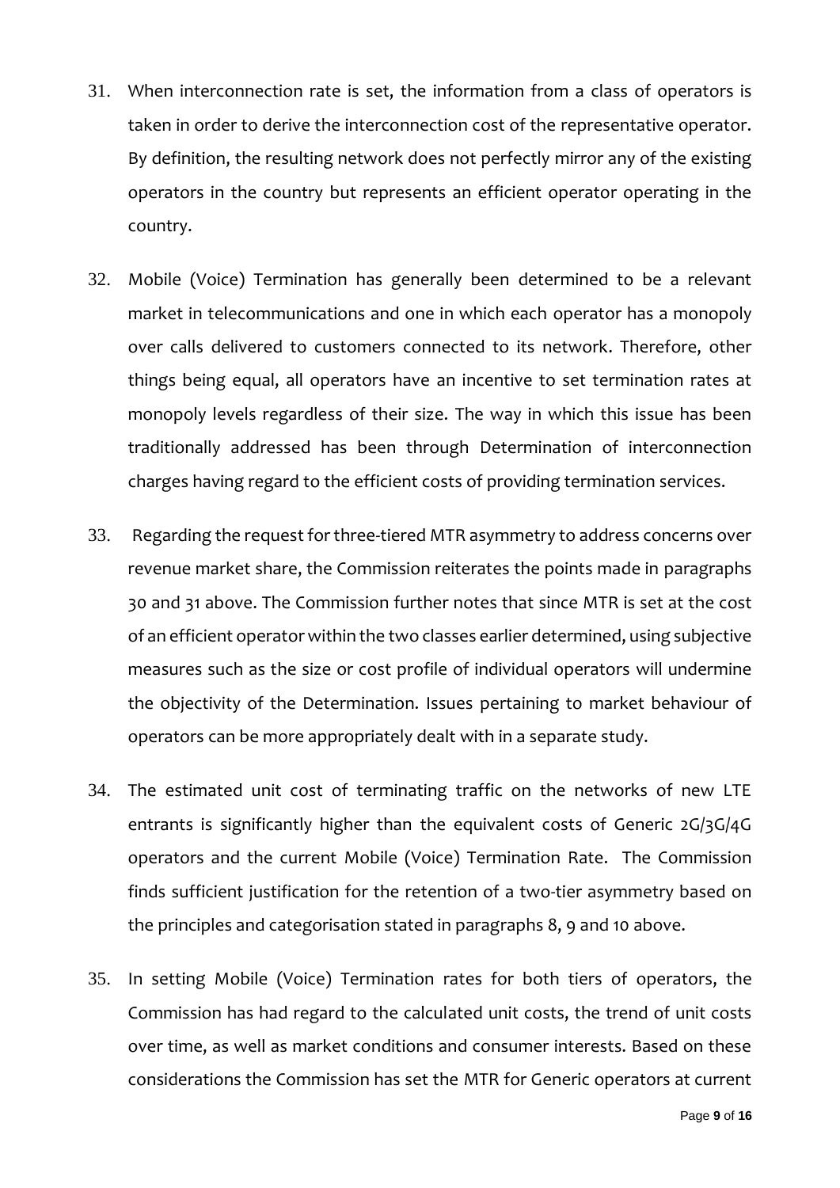31. When interconnection rate is set, the information from a class of operators is taken in order to derive the interconnection cost of the representative operator. By definition, the resulting network does not perfectly mirror any of the existing operators in the country but represents an efficient operator operating in the country.

32. Mobile (Voice) Termination has generally been determined to be a relevant market in telecommunications and one in which each operator has a monopoly over calls delivered to customers connected to its network. Therefore, other things being equal, all operators have an incentive to set termination rates at monopoly levels regardless of their size. The way in which this issue has been traditionally addressed has been through Determination of interconnection charges having regard to the efficient costs of providing termination services.

33. Regarding the request for three-tiered MTR asymmetry to address concerns over revenue market share, the Commission reiterates the points made in paragraphs 30 and 31 above. The Commission further notes that since MTR is set at the cost of an efficient operator within the two classes earlier determined, using subjective measures such as the size or cost profile of individual operators will undermine the objectivity of the Determination. Issues pertaining to market behaviour of operators can be more appropriately dealt with in a separate study.

34. The estimated unit cost of terminating traffic on the networks of new LTE entrants is significantly higher than the equivalent costs of Generic 2G/3G/4G operators and the current Mobile (Voice) Termination Rate. The Commission finds sufficient justification for the retention of a two-tier asymmetry based on the principles and categorisation stated in paragraphs 8, 9 and 10 above.

35. In setting Mobile (Voice) Termination rates for both tiers of operators, the Commission has had regard to the calculated unit costs, the trend of unit costs over time, as well as market conditions and consumer interests. Based on these considerations the Commission has set the MTR for Generic operators at current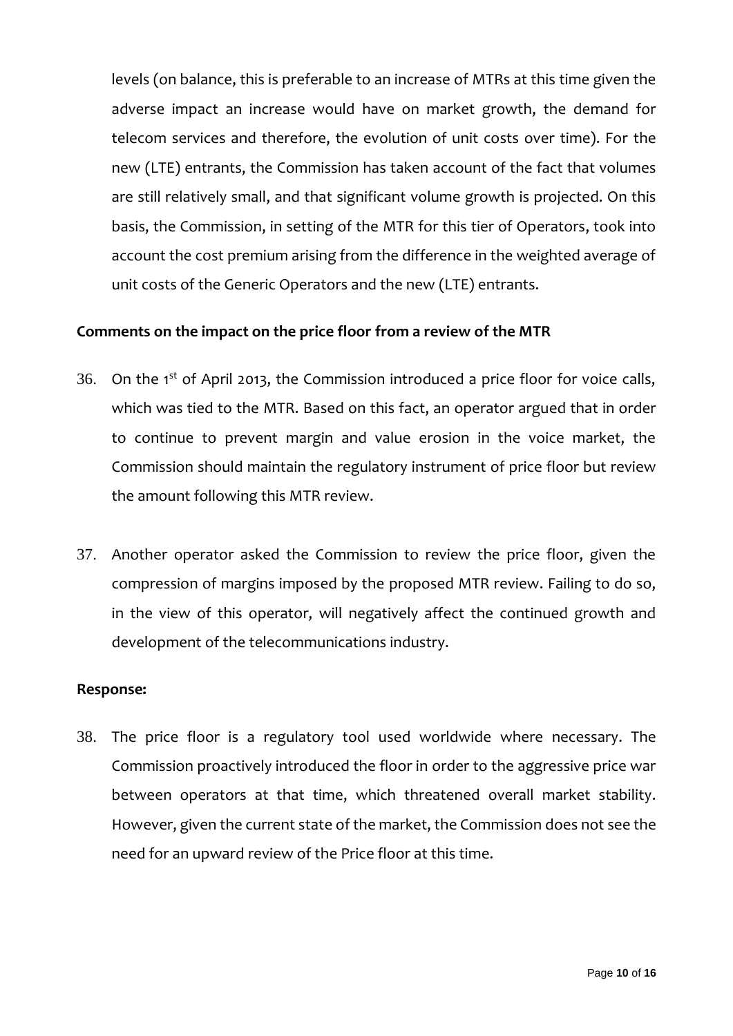levels (on balance, this is preferable to an increase of MTRs at this time given the adverse impact an increase would have on market growth, the demand for telecom services and therefore, the evolution of unit costs over time). For the new (LTE) entrants, the Commission has taken account of the fact that volumes are still relatively small, and that significant volume growth is projected. On this basis, the Commission, in setting of the MTR for this tier of Operators, took into account the cost premium arising from the difference in the weighted average of unit costs of the Generic Operators and the new (LTE) entrants.

**Comments on the impact on the price floor from a review of the MTR**

36. On the 1st of April 2013, the Commission introduced a price floor for voice calls, which was tied to the MTR. Based on this fact, an operator argued that in order to continue to prevent margin and value erosion in the voice market, the Commission should maintain the regulatory instrument of price floor but review the amount following this MTR review.

37. Another operator asked the Commission to review the price floor, given the compression of margins imposed by the proposed MTR review. Failing to do so, in the view of this operator, will negatively affect the continued growth and development of the telecommunications industry.

**Response:**

38. The price floor is a regulatory tool used worldwide where necessary. The Commission proactively introduced the floor in order to the aggressive price war between operators at that time, which threatened overall market stability. However, given the current state of the market, the Commission does not see the need for an upward review of the Price floor at this time.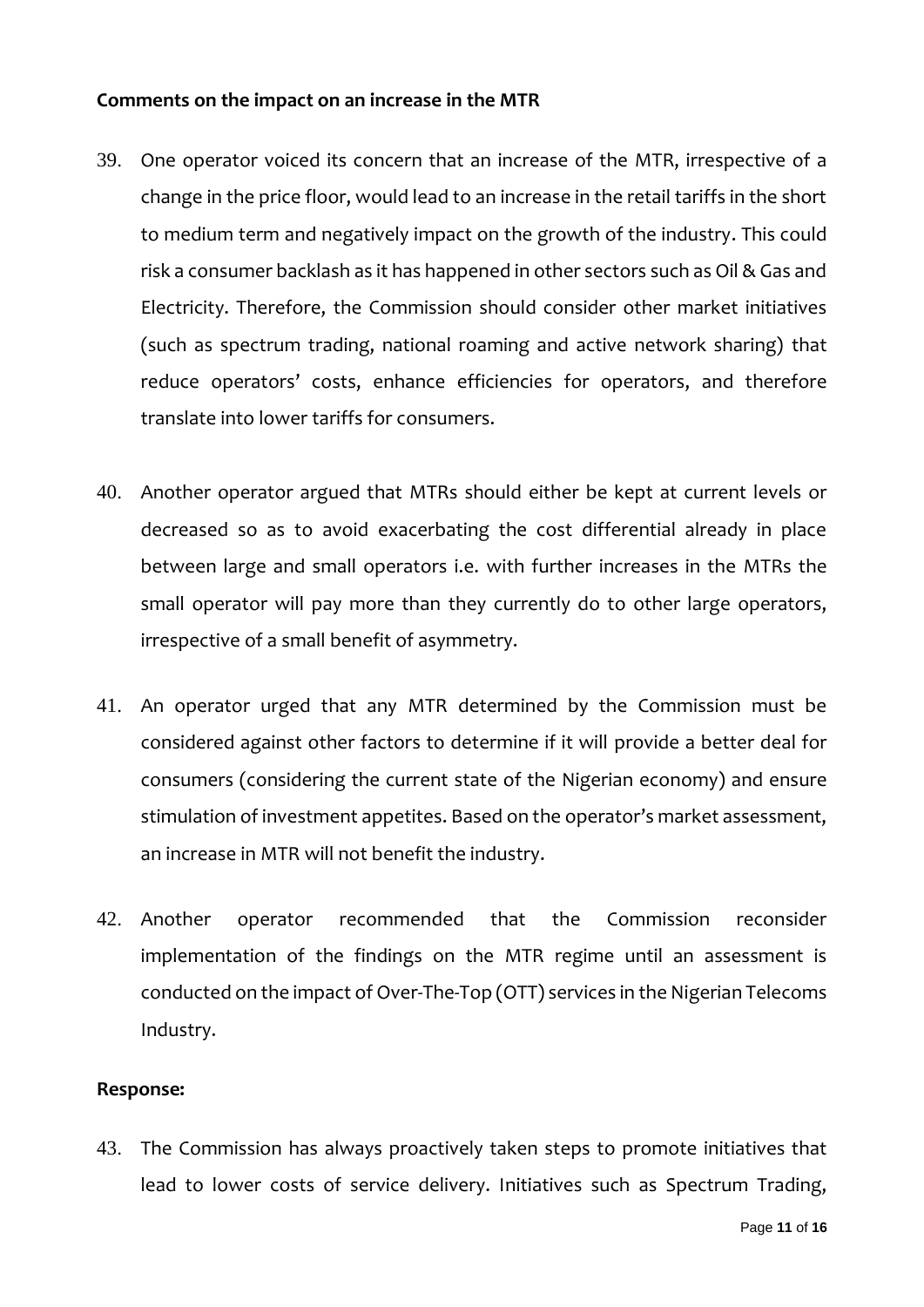**Comments on the impact on an increase in the MTR**

39. One operator voiced its concern that an increase of the MTR, irrespective of a change in the price floor, would lead to an increase in the retail tariffs in the short to medium term and negatively impact on the growth of the industry. This could risk a consumer backlash as it has happened in other sectors such as Oil & Gas and Electricity. Therefore, the Commission should consider other market initiatives (such as spectrum trading, national roaming and active network sharing) that reduce operators' costs, enhance efficiencies for operators, and therefore translate into lower tariffs for consumers.

40. Another operator argued that MTRs should either be kept at current levels or decreased so as to avoid exacerbating the cost differential already in place between large and small operators i.e. with further increases in the MTRs the small operator will pay more than they currently do to other large operators, irrespective of a small benefit of asymmetry.

41. An operator urged that any MTR determined by the Commission must be considered against other factors to determine if it will provide a better deal for consumers (considering the current state of the Nigerian economy) and ensure stimulation of investment appetites. Based on the operator's market assessment, an increase in MTR will not benefit the industry.

42. Another operator recommended that the Commission reconsider implementation of the findings on the MTR regime until an assessment is conducted on the impact of Over-The-Top (OTT) services in the Nigerian Telecoms Industry.

**Response:**

43. The Commission has always proactively taken steps to promote initiatives that lead to lower costs of service delivery. Initiatives such as Spectrum Trading,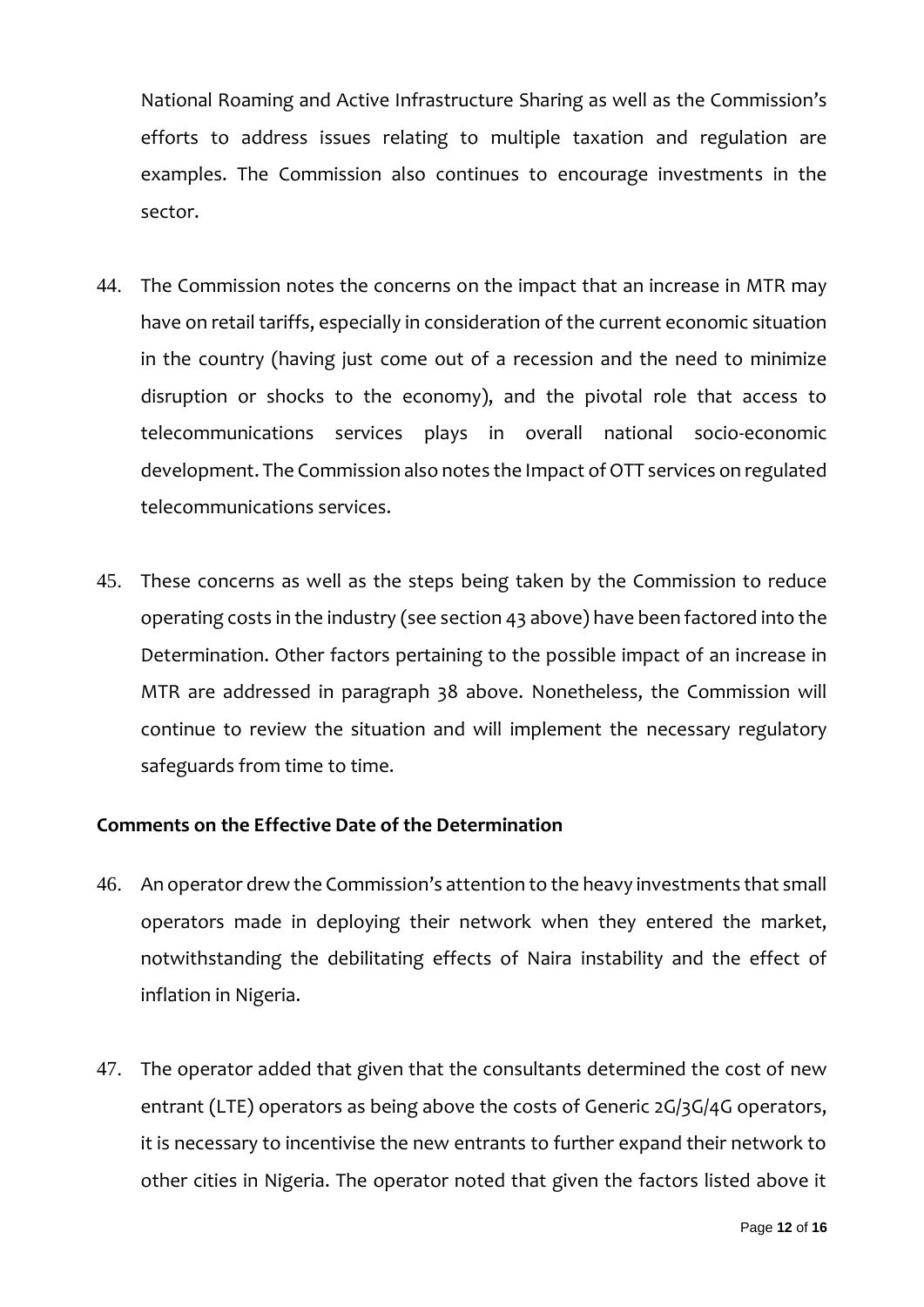National Roaming and Active Infrastructure Sharing as well as the Commission's efforts to address issues relating to multiple taxation and regulation are examples. The Commission also continues to encourage investments in the sector.

44. The Commission notes the concerns on the impact that an increase in MTR may have on retail tariffs, especially in consideration of the current economic situation in the country (having just come out of a recession and the need to minimize disruption or shocks to the economy), and the pivotal role that access to telecommunications services plays in overall national socio-economic development. The Commission also notes the Impact of OTT services on regulated telecommunications services.

45. These concerns as well as the steps being taken by the Commission to reduce operating costs in the industry (see section 43 above) have been factored into the Determination. Other factors pertaining to the possible impact of an increase in MTR are addressed in paragraph 38 above. Nonetheless, the Commission will continue to review the situation and will implement the necessary regulatory safeguards from time to time.

**Comments on the Effective Date of the Determination**

46. An operator drew the Commission's attention to the heavy investments that small operators made in deploying their network when they entered the market, notwithstanding the debilitating effects of Naira instability and the effect of inflation in Nigeria.

47. The operator added that given that the consultants determined the cost of new entrant (LTE) operators as being above the costs of Generic 2G/3G/4G operators, it is necessary to incentivise the new entrants to further expand their network to other cities in Nigeria. The operator noted that given the factors listed above it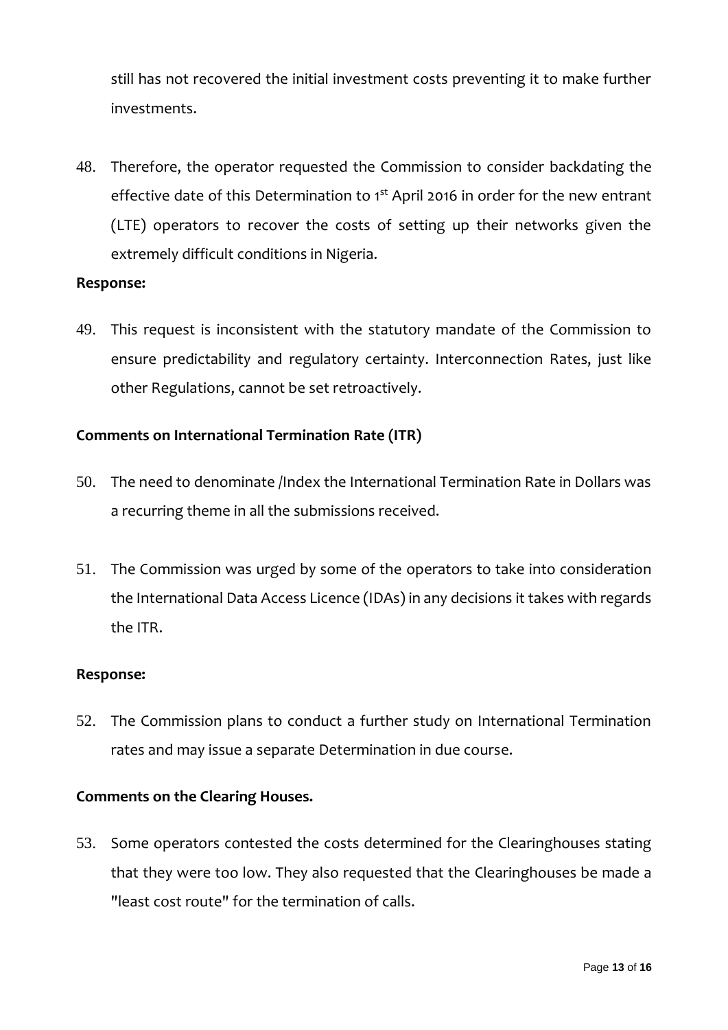still has not recovered the initial investment costs preventing it to make further investments.

48. Therefore, the operator requested the Commission to consider backdating the effective date of this Determination to 1st April 2016 in order for the new entrant (LTE) operators to recover the costs of setting up their networks given the extremely difficult conditions in Nigeria.

**Response:**

49. This request is inconsistent with the statutory mandate of the Commission to ensure predictability and regulatory certainty. Interconnection Rates, just like other Regulations, cannot be set retroactively.

**Comments on International Termination Rate (ITR)**

50. The need to denominate /Index the International Termination Rate in Dollars was a recurring theme in all the submissions received.

51. The Commission was urged by some of the operators to take into consideration the International Data Access Licence (IDAs) in any decisions it takes with regards the ITR.

**Response:**

52. The Commission plans to conduct a further study on International Termination rates and may issue a separate Determination in due course.

**Comments on the Clearing Houses.**

53. Some operators contested the costs determined for the Clearinghouses stating that they were too low. They also requested that the Clearinghouses be made a "least cost route" for the termination of calls.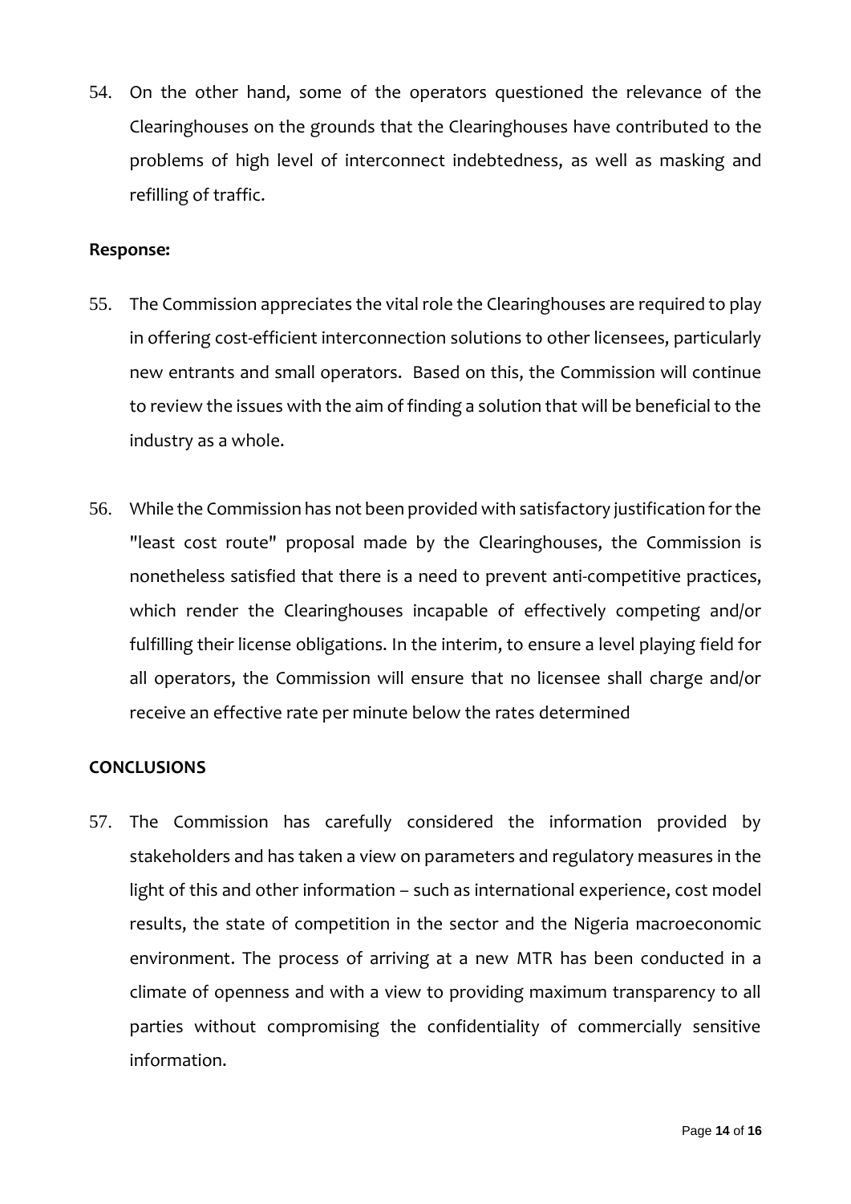54. On the other hand, some of the operators questioned the relevance of the Clearinghouses on the grounds that the Clearinghouses have contributed to the problems of high level of interconnect indebtedness, as well as masking and refilling of traffic.

**Response:**

55. The Commission appreciates the vital role the Clearinghouses are required to play in offering cost-efficient interconnection solutions to other licensees, particularly new entrants and small operators. Based on this, the Commission will continue to review the issues with the aim of finding a solution that will be beneficial to the industry as a whole.

56. While the Commission has not been provided with satisfactory justification for the "least cost route" proposal made by the Clearinghouses, the Commission is nonetheless satisfied that there is a need to prevent anti-competitive practices, which render the Clearinghouses incapable of effectively competing and/or fulfilling their license obligations. In the interim, to ensure a level playing field for all operators, the Commission will ensure that no licensee shall charge and/or receive an effective rate per minute below the rates determined

**CONCLUSIONS**

57. The Commission has carefully considered the information provided by stakeholders and has taken a view on parameters and regulatory measures in the light of this and other information – such as international experience, cost model results, the state of competition in the sector and the Nigeria macroeconomic environment. The process of arriving at a new MTR has been conducted in a climate of openness and with a view to providing maximum transparency to all parties without compromising the confidentiality of commercially sensitive information.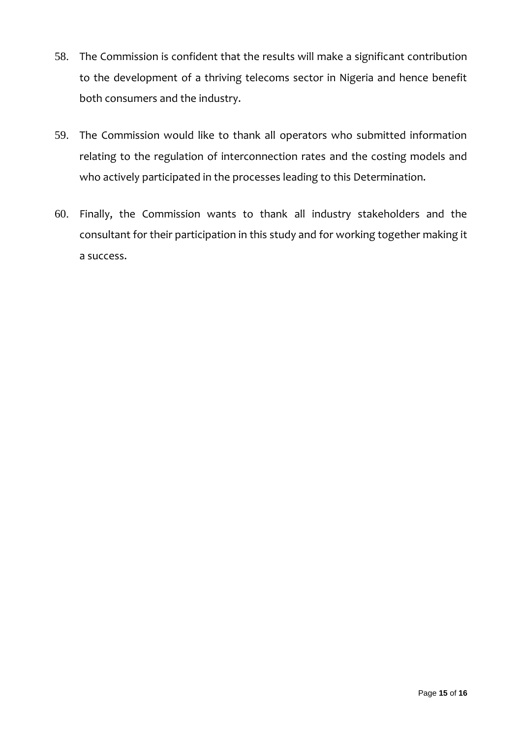58. The Commission is confident that the results will make a significant contribution to the development of a thriving telecoms sector in Nigeria and hence benefit both consumers and the industry.

59. The Commission would like to thank all operators who submitted information relating to the regulation of interconnection rates and the costing models and who actively participated in the processes leading to this Determination.

60. Finally, the Commission wants to thank all industry stakeholders and the consultant for their participation in this study and for working together making it a success.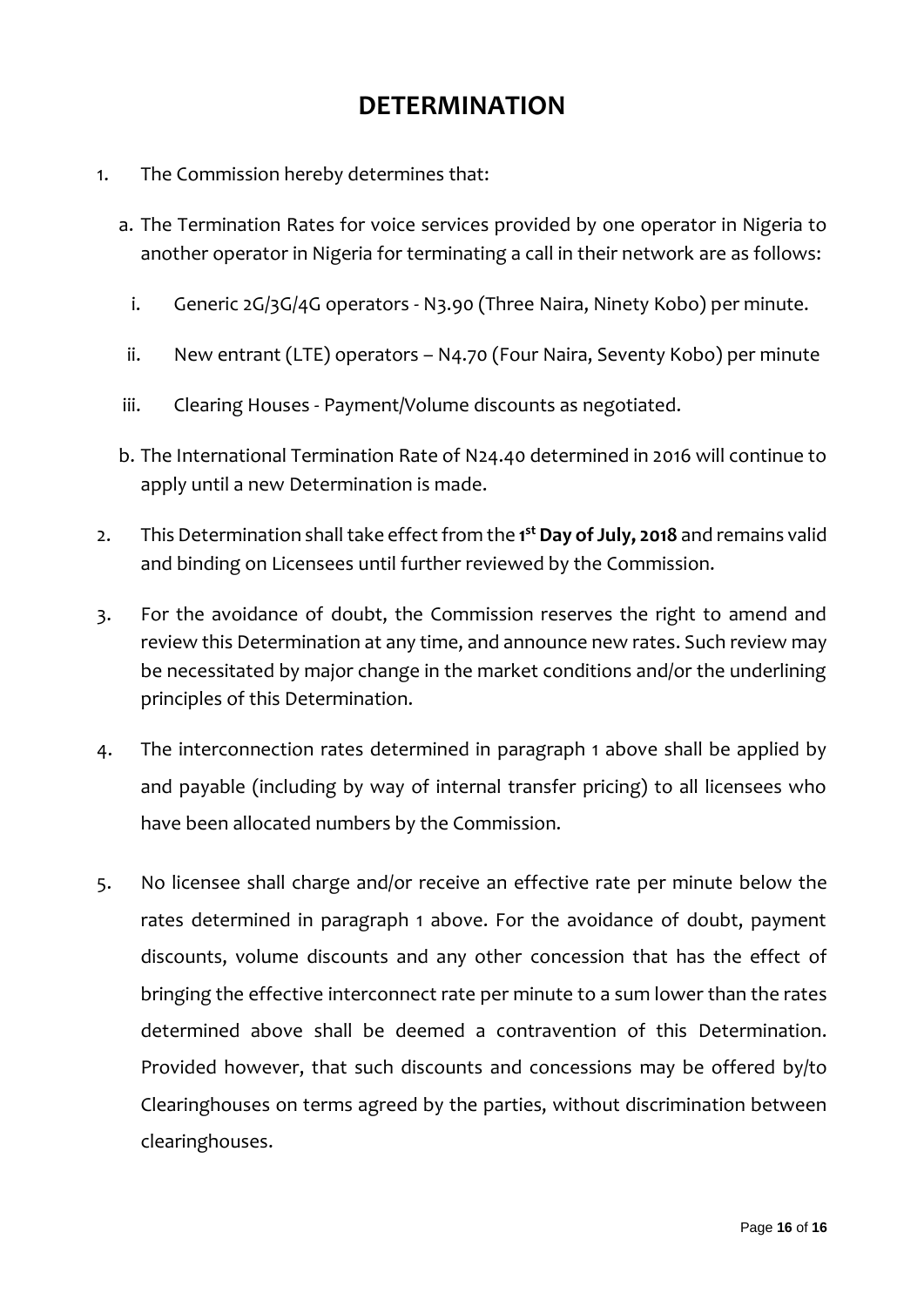# DETERMINATION

1. The Commission hereby determines that:

   a. The Termination Rates for voice services provided by one operator in Nigeria to another operator in Nigeria for terminating a call in their network are as follows:

      i. Generic 2G/3G/4G operators - N3.90 (Three Naira, Ninety Kobo) per minute.

      ii. New entrant (LTE) operators – N4.70 (Four Naira, Seventy Kobo) per minute

      iii. Clearing Houses - Payment/Volume discounts as negotiated.

   b. The International Termination Rate of N24.40 determined in 2016 will continue to apply until a new Determination is made.

2. This Determination shall take effect from the **1st Day of July, 2018** and remains valid and binding on Licensees until further reviewed by the Commission.

3. For the avoidance of doubt, the Commission reserves the right to amend and review this Determination at any time, and announce new rates. Such review may be necessitated by major change in the market conditions and/or the underlining principles of this Determination.

4. The interconnection rates determined in paragraph 1 above shall be applied by and payable (including by way of internal transfer pricing) to all licensees who have been allocated numbers by the Commission.

5. No licensee shall charge and/or receive an effective rate per minute below the rates determined in paragraph 1 above. For the avoidance of doubt, payment discounts, volume discounts and any other concession that has the effect of bringing the effective interconnect rate per minute to a sum lower than the rates determined above shall be deemed a contravention of this Determination. Provided however, that such discounts and concessions may be offered by/to Clearinghouses on terms agreed by the parties, without discrimination between clearinghouses.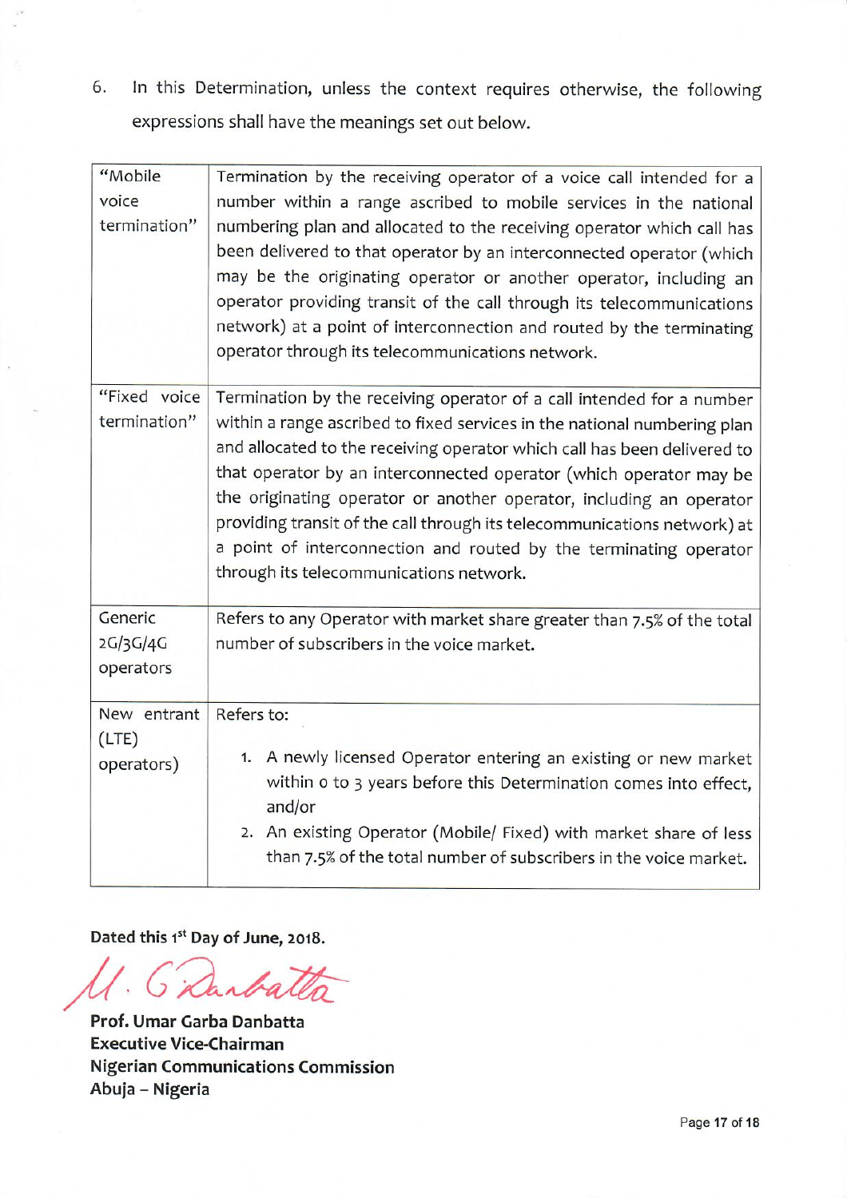6. In this Determination, unless the context requires otherwise, the following expressions shall have the meanings set out below.

| | |
|---|---|
| "Mobile voice termination" | Termination by the receiving operator of a voice call intended for a number within a range ascribed to mobile services in the national numbering plan and allocated to the receiving operator which call has been delivered to that operator by an interconnected operator (which may be the originating operator or another operator, including an operator providing transit of the call through its telecommunications network) at a point of interconnection and routed by the terminating operator through its telecommunications network. |
| "Fixed voice termination" | Termination by the receiving operator of a call intended for a number within a range ascribed to fixed services in the national numbering plan and allocated to the receiving operator which call has been delivered to that operator by an interconnected operator (which operator may be the originating operator or another operator, including an operator providing transit of the call through its telecommunications network) at a point of interconnection and routed by the terminating operator through its telecommunications network. |
| Generic 2G/3G/4G operators | Refers to any Operator with market share greater than 7.5% of the total number of subscribers in the voice market. |
| New entrant (LTE) operators) | Refers to:<br>1. A newly licensed Operator entering an existing or new market within 0 to 3 years before this Determination comes into effect, and/or<br>2. An existing Operator (Mobile/ Fixed) with market share of less than 7.5% of the total number of subscribers in the voice market. |

**Dated this 1st Day of June, 2018.**

*M. G. Danbatta*

**Prof. Umar Garba Danbatta**
**Executive Vice-Chairman**
**Nigerian Communications Commission**
**Abuja – Nigeria**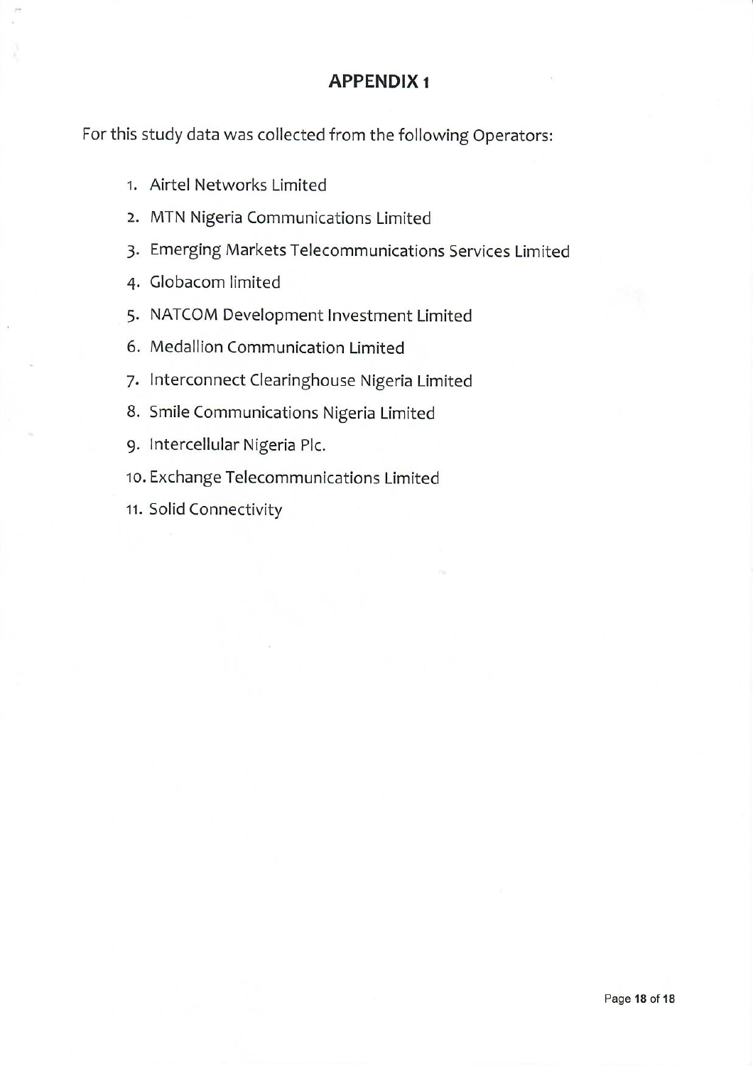## APPENDIX 1

For this study data was collected from the following Operators:

1. Airtel Networks Limited
2. MTN Nigeria Communications Limited
3. Emerging Markets Telecommunications Services Limited
4. Globacom limited
5. NATCOM Development Investment Limited
6. Medallion Communication Limited
7. Interconnect Clearinghouse Nigeria Limited
8. Smile Communications Nigeria Limited
9. Intercellular Nigeria Plc.
10. Exchange Telecommunications Limited
11. Solid Connectivity